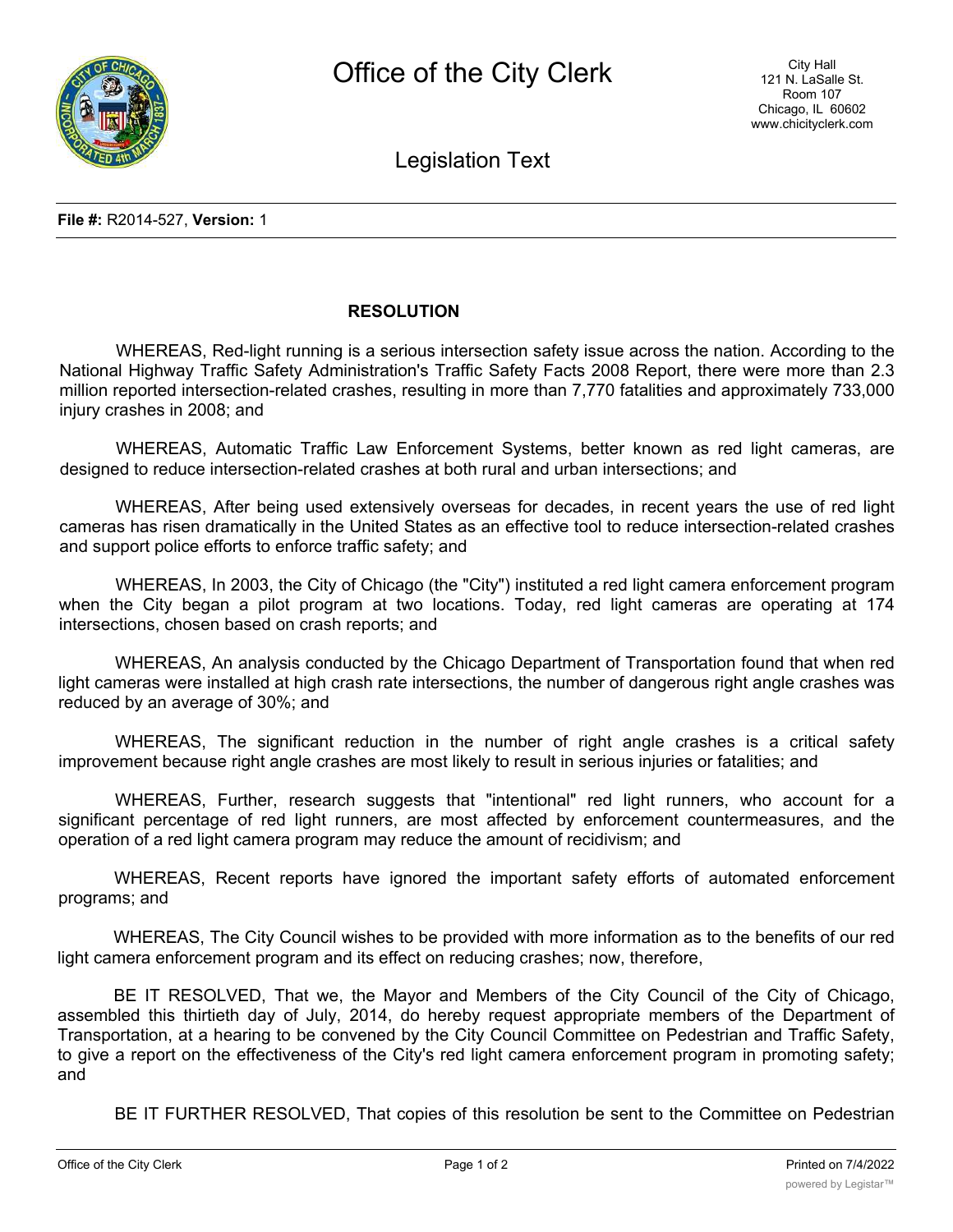# Office of the City Clerk

City Hall
121 N. LaSalle St.
Room 107
Chicago, IL 60602
www.chicityclerk.com

## Legislation Text

**File #:** R2014-527, **Version:** 1

**RESOLUTION**

WHEREAS, Red-light running is a serious intersection safety issue across the nation. According to the National Highway Traffic Safety Administration's Traffic Safety Facts 2008 Report, there were more than 2.3 million reported intersection-related crashes, resulting in more than 7,770 fatalities and approximately 733,000 injury crashes in 2008; and

WHEREAS, Automatic Traffic Law Enforcement Systems, better known as red light cameras, are designed to reduce intersection-related crashes at both rural and urban intersections; and

WHEREAS, After being used extensively overseas for decades, in recent years the use of red light cameras has risen dramatically in the United States as an effective tool to reduce intersection-related crashes and support police efforts to enforce traffic safety; and

WHEREAS, In 2003, the City of Chicago (the "City") instituted a red light camera enforcement program when the City began a pilot program at two locations. Today, red light cameras are operating at 174 intersections, chosen based on crash reports; and

WHEREAS, An analysis conducted by the Chicago Department of Transportation found that when red light cameras were installed at high crash rate intersections, the number of dangerous right angle crashes was reduced by an average of 30%; and

WHEREAS, The significant reduction in the number of right angle crashes is a critical safety improvement because right angle crashes are most likely to result in serious injuries or fatalities; and

WHEREAS, Further, research suggests that "intentional" red light runners, who account for a significant percentage of red light runners, are most affected by enforcement countermeasures, and the operation of a red light camera program may reduce the amount of recidivism; and

WHEREAS, Recent reports have ignored the important safety efforts of automated enforcement programs; and

WHEREAS, The City Council wishes to be provided with more information as to the benefits of our red light camera enforcement program and its effect on reducing crashes; now, therefore,

BE IT RESOLVED, That we, the Mayor and Members of the City Council of the City of Chicago, assembled this thirtieth day of July, 2014, do hereby request appropriate members of the Department of Transportation, at a hearing to be convened by the City Council Committee on Pedestrian and Traffic Safety, to give a report on the effectiveness of the City's red light camera enforcement program in promoting safety; and

BE IT FURTHER RESOLVED, That copies of this resolution be sent to the Committee on Pedestrian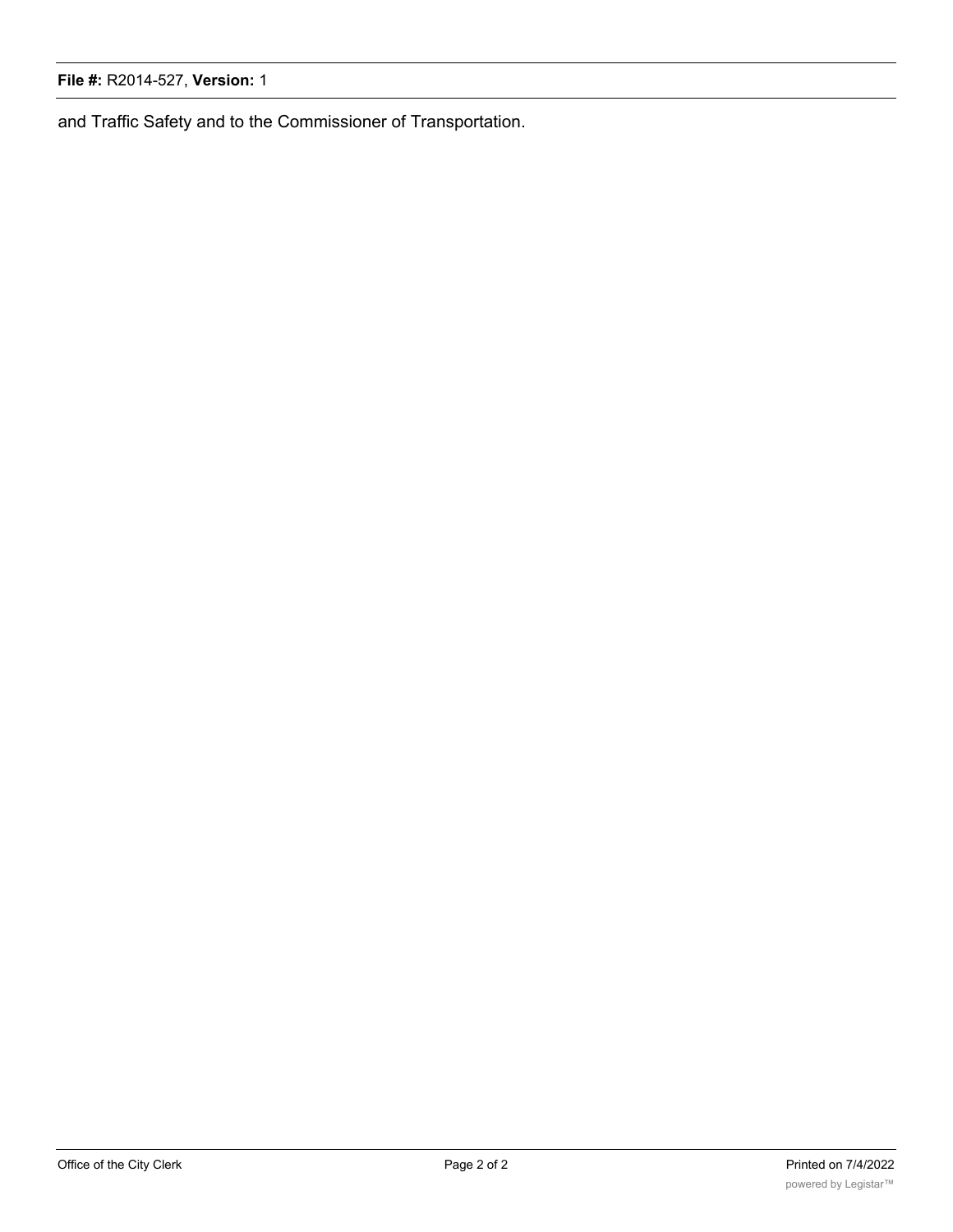and Traffic Safety and to the Commissioner of Transportation.